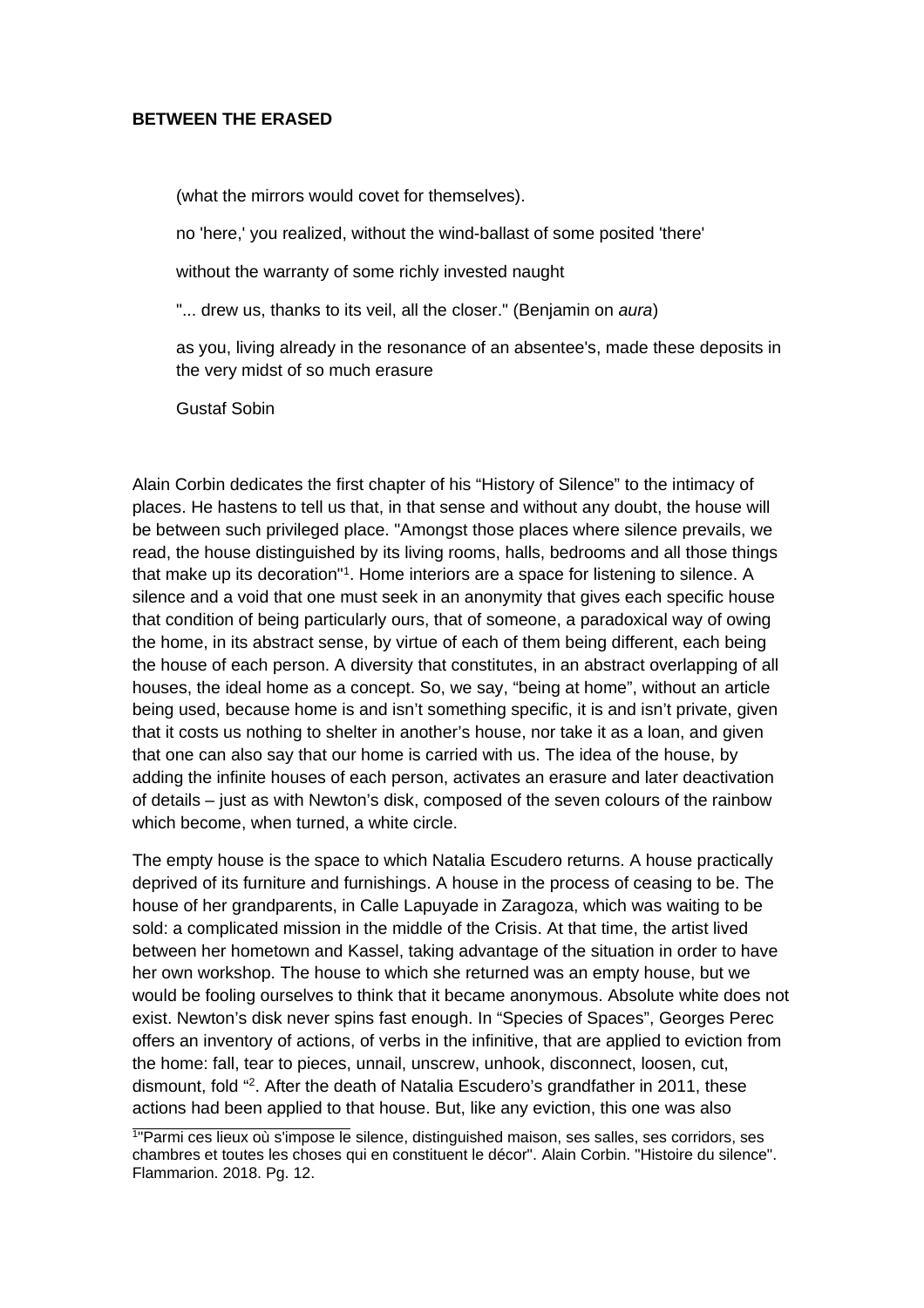**BETWEEN THE ERASED**

> (what the mirrors would covet for themselves).
>
> no 'here,' you realized, without the wind-ballast of some posited 'there'
>
> without the warranty of some richly invested naught
>
> "... drew us, thanks to its veil, all the closer." (Benjamin on *aura*)
>
> as you, living already in the resonance of an absentee's, made these deposits in the very midst of so much erasure
>
> Gustaf Sobin

Alain Corbin dedicates the first chapter of his "History of Silence" to the intimacy of places. He hastens to tell us that, in that sense and without any doubt, the house will be between such privileged place. "Amongst those places where silence prevails, we read, the house distinguished by its living rooms, halls, bedrooms and all those things that make up its decoration"[1]. Home interiors are a space for listening to silence. A silence and a void that one must seek in an anonymity that gives each specific house that condition of being particularly ours, that of someone, a paradoxical way of owing the home, in its abstract sense, by virtue of each of them being different, each being the house of each person. A diversity that constitutes, in an abstract overlapping of all houses, the ideal home as a concept. So, we say, "being at home", without an article being used, because home is and isn't something specific, it is and isn't private, given that it costs us nothing to shelter in another's house, nor take it as a loan, and given that one can also say that our home is carried with us. The idea of the house, by adding the infinite houses of each person, activates an erasure and later deactivation of details – just as with Newton's disk, composed of the seven colours of the rainbow which become, when turned, a white circle.

The empty house is the space to which Natalia Escudero returns. A house practically deprived of its furniture and furnishings. A house in the process of ceasing to be. The house of her grandparents, in Calle Lapuyade in Zaragoza, which was waiting to be sold: a complicated mission in the middle of the Crisis. At that time, the artist lived between her hometown and Kassel, taking advantage of the situation in order to have her own workshop. The house to which she returned was an empty house, but we would be fooling ourselves to think that it became anonymous. Absolute white does not exist. Newton's disk never spins fast enough. In "Species of Spaces", Georges Perec offers an inventory of actions, of verbs in the infinitive, that are applied to eviction from the home: fall, tear to pieces, unnail, unscrew, unhook, disconnect, loosen, cut, dismount, fold "[2]. After the death of Natalia Escudero's grandfather in 2011, these actions had been applied to that house. But, like any eviction, this one was also

[1] "Parmi ces lieux où s'impose le silence, distinguished maison, ses salles, ses corridors, ses chambres et toutes les choses qui en constituent le décor". Alain Corbin. "Histoire du silence". Flammarion. 2018. Pg. 12.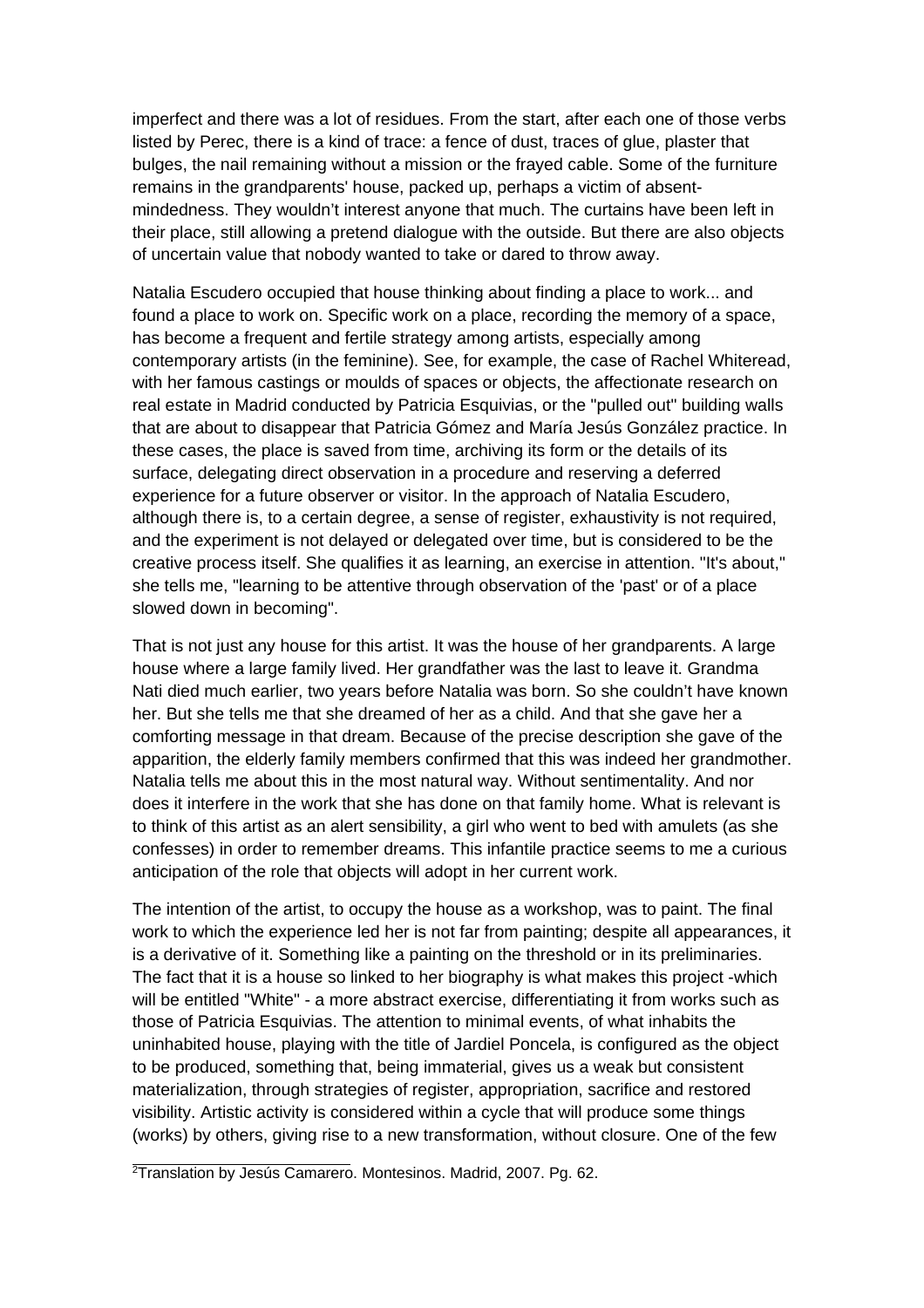imperfect and there was a lot of residues. From the start, after each one of those verbs listed by Perec, there is a kind of trace: a fence of dust, traces of glue, plaster that bulges, the nail remaining without a mission or the frayed cable. Some of the furniture remains in the grandparents' house, packed up, perhaps a victim of absent-mindedness. They wouldn't interest anyone that much. The curtains have been left in their place, still allowing a pretend dialogue with the outside. But there are also objects of uncertain value that nobody wanted to take or dared to throw away.

Natalia Escudero occupied that house thinking about finding a place to work... and found a place to work on. Specific work on a place, recording the memory of a space, has become a frequent and fertile strategy among artists, especially among contemporary artists (in the feminine). See, for example, the case of Rachel Whiteread, with her famous castings or moulds of spaces or objects, the affectionate research on real estate in Madrid conducted by Patricia Esquivias, or the "pulled out" building walls that are about to disappear that Patricia Gómez and María Jesús González practice. In these cases, the place is saved from time, archiving its form or the details of its surface, delegating direct observation in a procedure and reserving a deferred experience for a future observer or visitor. In the approach of Natalia Escudero, although there is, to a certain degree, a sense of register, exhaustivity is not required, and the experiment is not delayed or delegated over time, but is considered to be the creative process itself. She qualifies it as learning, an exercise in attention. "It's about," she tells me, "learning to be attentive through observation of the 'past' or of a place slowed down in becoming".

That is not just any house for this artist. It was the house of her grandparents. A large house where a large family lived. Her grandfather was the last to leave it. Grandma Nati died much earlier, two years before Natalia was born. So she couldn't have known her. But she tells me that she dreamed of her as a child. And that she gave her a comforting message in that dream. Because of the precise description she gave of the apparition, the elderly family members confirmed that this was indeed her grandmother. Natalia tells me about this in the most natural way. Without sentimentality. And nor does it interfere in the work that she has done on that family home. What is relevant is to think of this artist as an alert sensibility, a girl who went to bed with amulets (as she confesses) in order to remember dreams. This infantile practice seems to me a curious anticipation of the role that objects will adopt in her current work.

The intention of the artist, to occupy the house as a workshop, was to paint. The final work to which the experience led her is not far from painting; despite all appearances, it is a derivative of it. Something like a painting on the threshold or in its preliminaries. The fact that it is a house so linked to her biography is what makes this project -which will be entitled "White" - a more abstract exercise, differentiating it from works such as those of Patricia Esquivias. The attention to minimal events, of what inhabits the uninhabited house, playing with the title of Jardiel Poncela, is configured as the object to be produced, something that, being immaterial, gives us a weak but consistent materialization, through strategies of register, appropriation, sacrifice and restored visibility. Artistic activity is considered within a cycle that will produce some things (works) by others, giving rise to a new transformation, without closure. One of the few

[2]Translation by Jesús Camarero. Montesinos. Madrid, 2007. Pg. 62.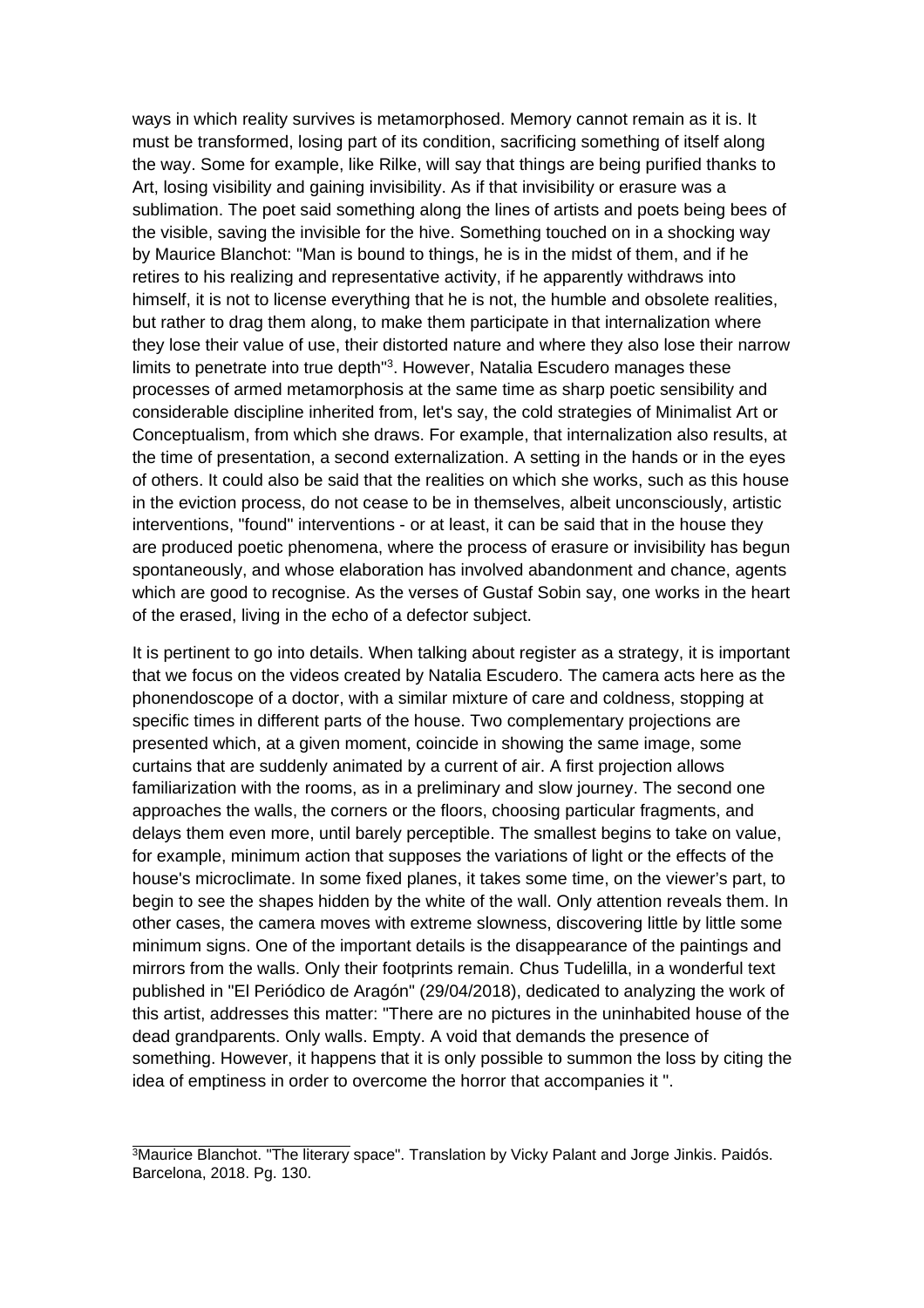ways in which reality survives is metamorphosed. Memory cannot remain as it is. It must be transformed, losing part of its condition, sacrificing something of itself along the way. Some for example, like Rilke, will say that things are being purified thanks to Art, losing visibility and gaining invisibility. As if that invisibility or erasure was a sublimation. The poet said something along the lines of artists and poets being bees of the visible, saving the invisible for the hive. Something touched on in a shocking way by Maurice Blanchot: "Man is bound to things, he is in the midst of them, and if he retires to his realizing and representative activity, if he apparently withdraws into himself, it is not to license everything that he is not, the humble and obsolete realities, but rather to drag them along, to make them participate in that internalization where they lose their value of use, their distorted nature and where they also lose their narrow limits to penetrate into true depth"[3]. However, Natalia Escudero manages these processes of armed metamorphosis at the same time as sharp poetic sensibility and considerable discipline inherited from, let's say, the cold strategies of Minimalist Art or Conceptualism, from which she draws. For example, that internalization also results, at the time of presentation, a second externalization. A setting in the hands or in the eyes of others. It could also be said that the realities on which she works, such as this house in the eviction process, do not cease to be in themselves, albeit unconsciously, artistic interventions, "found" interventions - or at least, it can be said that in the house they are produced poetic phenomena, where the process of erasure or invisibility has begun spontaneously, and whose elaboration has involved abandonment and chance, agents which are good to recognise. As the verses of Gustaf Sobin say, one works in the heart of the erased, living in the echo of a defector subject.

It is pertinent to go into details. When talking about register as a strategy, it is important that we focus on the videos created by Natalia Escudero. The camera acts here as the phonendoscope of a doctor, with a similar mixture of care and coldness, stopping at specific times in different parts of the house. Two complementary projections are presented which, at a given moment, coincide in showing the same image, some curtains that are suddenly animated by a current of air. A first projection allows familiarization with the rooms, as in a preliminary and slow journey. The second one approaches the walls, the corners or the floors, choosing particular fragments, and delays them even more, until barely perceptible. The smallest begins to take on value, for example, minimum action that supposes the variations of light or the effects of the house's microclimate. In some fixed planes, it takes some time, on the viewer's part, to begin to see the shapes hidden by the white of the wall. Only attention reveals them. In other cases, the camera moves with extreme slowness, discovering little by little some minimum signs. One of the important details is the disappearance of the paintings and mirrors from the walls. Only their footprints remain. Chus Tudelilla, in a wonderful text published in "El Periódico de Aragón" (29/04/2018), dedicated to analyzing the work of this artist, addresses this matter: "There are no pictures in the uninhabited house of the dead grandparents. Only walls. Empty. A void that demands the presence of something. However, it happens that it is only possible to summon the loss by citing the idea of emptiness in order to overcome the horror that accompanies it ".

---

[3] Maurice Blanchot. "The literary space". Translation by Vicky Palant and Jorge Jinkis. Paidós. Barcelona, 2018. Pg. 130.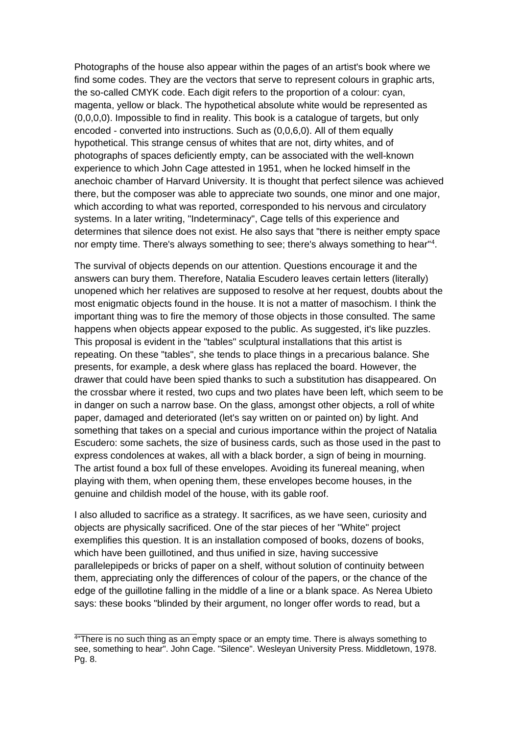Photographs of the house also appear within the pages of an artist's book where we find some codes. They are the vectors that serve to represent colours in graphic arts, the so-called CMYK code. Each digit refers to the proportion of a colour: cyan, magenta, yellow or black. The hypothetical absolute white would be represented as (0,0,0,0). Impossible to find in reality. This book is a catalogue of targets, but only encoded - converted into instructions. Such as (0,0,6,0). All of them equally hypothetical. This strange census of whites that are not, dirty whites, and of photographs of spaces deficiently empty, can be associated with the well-known experience to which John Cage attested in 1951, when he locked himself in the anechoic chamber of Harvard University. It is thought that perfect silence was achieved there, but the composer was able to appreciate two sounds, one minor and one major, which according to what was reported, corresponded to his nervous and circulatory systems. In a later writing, "Indeterminacy", Cage tells of this experience and determines that silence does not exist. He also says that "there is neither empty space nor empty time. There's always something to see; there's always something to hear"[4].

The survival of objects depends on our attention. Questions encourage it and the answers can bury them. Therefore, Natalia Escudero leaves certain letters (literally) unopened which her relatives are supposed to resolve at her request, doubts about the most enigmatic objects found in the house. It is not a matter of masochism. I think the important thing was to fire the memory of those objects in those consulted. The same happens when objects appear exposed to the public. As suggested, it's like puzzles. This proposal is evident in the "tables" sculptural installations that this artist is repeating. On these "tables", she tends to place things in a precarious balance. She presents, for example, a desk where glass has replaced the board. However, the drawer that could have been spied thanks to such a substitution has disappeared. On the crossbar where it rested, two cups and two plates have been left, which seem to be in danger on such a narrow base. On the glass, amongst other objects, a roll of white paper, damaged and deteriorated (let's say written on or painted on) by light. And something that takes on a special and curious importance within the project of Natalia Escudero: some sachets, the size of business cards, such as those used in the past to express condolences at wakes, all with a black border, a sign of being in mourning. The artist found a box full of these envelopes. Avoiding its funereal meaning, when playing with them, when opening them, these envelopes become houses, in the genuine and childish model of the house, with its gable roof.

I also alluded to sacrifice as a strategy. It sacrifices, as we have seen, curiosity and objects are physically sacrificed. One of the star pieces of her "White" project exemplifies this question. It is an installation composed of books, dozens of books, which have been guillotined, and thus unified in size, having successive parallelepipeds or bricks of paper on a shelf, without solution of continuity between them, appreciating only the differences of colour of the papers, or the chance of the edge of the guillotine falling in the middle of a line or a blank space. As Nerea Ubieto says: these books "blinded by their argument, no longer offer words to read, but a

[4]"There is no such thing as an empty space or an empty time. There is always something to see, something to hear". John Cage. "Silence". Wesleyan University Press. Middletown, 1978. Pg. 8.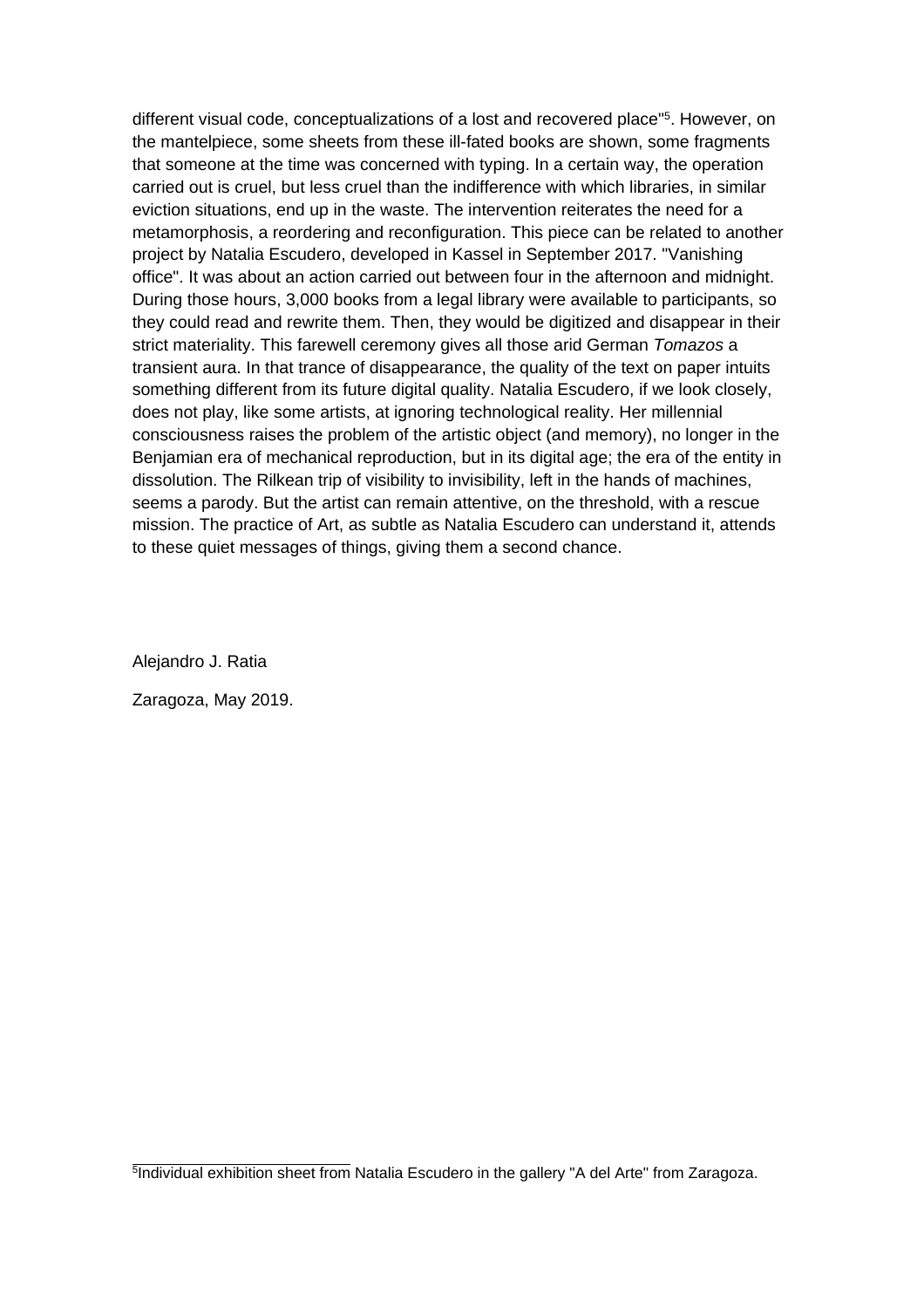different visual code, conceptualizations of a lost and recovered place"[5]. However, on the mantelpiece, some sheets from these ill-fated books are shown, some fragments that someone at the time was concerned with typing. In a certain way, the operation carried out is cruel, but less cruel than the indifference with which libraries, in similar eviction situations, end up in the waste. The intervention reiterates the need for a metamorphosis, a reordering and reconfiguration. This piece can be related to another project by Natalia Escudero, developed in Kassel in September 2017. "Vanishing office". It was about an action carried out between four in the afternoon and midnight. During those hours, 3,000 books from a legal library were available to participants, so they could read and rewrite them. Then, they would be digitized and disappear in their strict materiality. This farewell ceremony gives all those arid German *Tomazos* a transient aura. In that trance of disappearance, the quality of the text on paper intuits something different from its future digital quality. Natalia Escudero, if we look closely, does not play, like some artists, at ignoring technological reality. Her millennial consciousness raises the problem of the artistic object (and memory), no longer in the Benjamian era of mechanical reproduction, but in its digital age; the era of the entity in dissolution. The Rilkean trip of visibility to invisibility, left in the hands of machines, seems a parody. But the artist can remain attentive, on the threshold, with a rescue mission. The practice of Art, as subtle as Natalia Escudero can understand it, attends to these quiet messages of things, giving them a second chance.

Alejandro J. Ratia

Zaragoza, May 2019.

---

[5]Individual exhibition sheet from Natalia Escudero in the gallery "A del Arte" from Zaragoza.